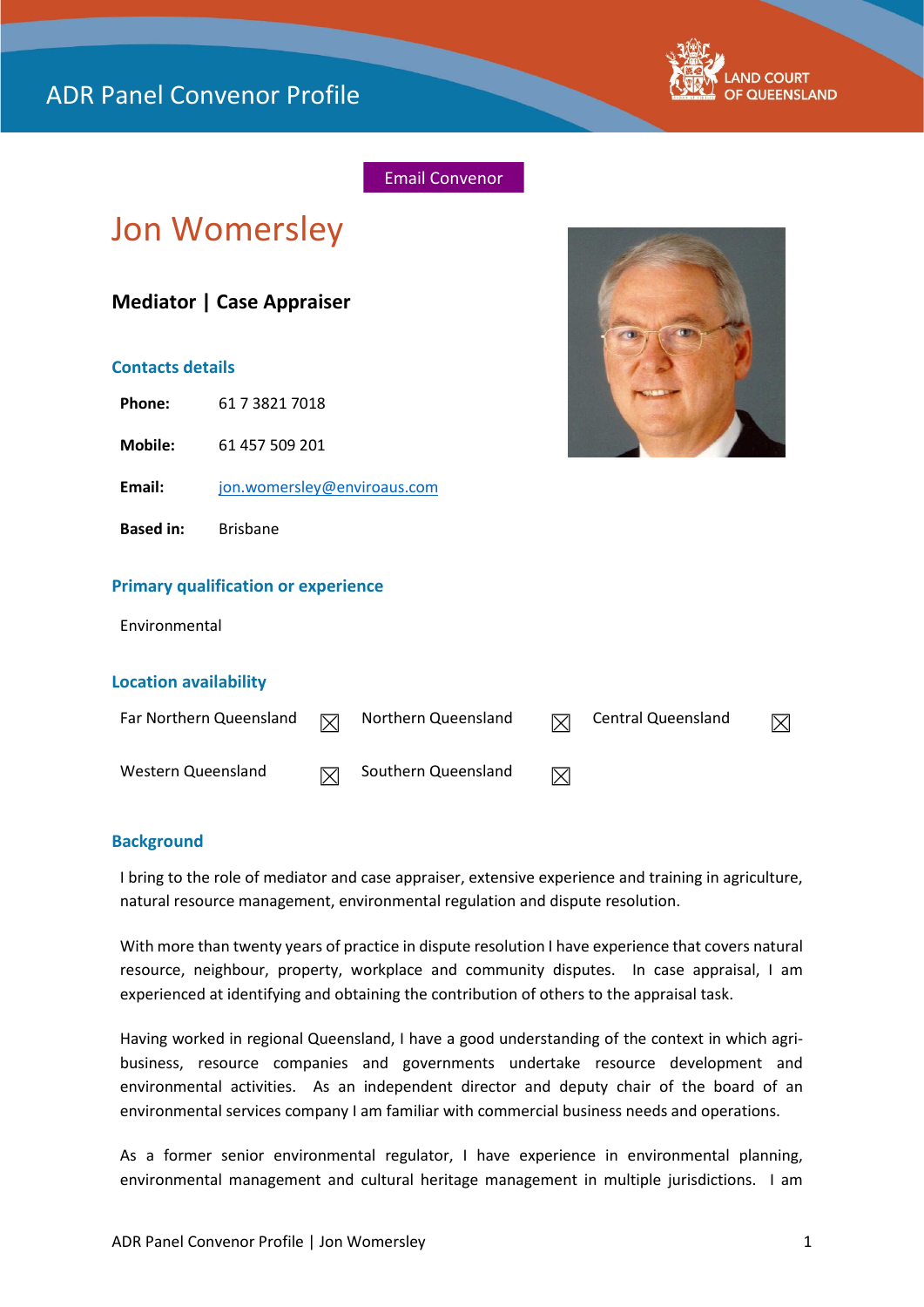ADR Panel Convenor Profile

Email Convenor

# Jon Womersley

### Mediator | Case Appraiser

## Contacts details

**Phone:** 61 7 3821 7018

**Mobile:** 61 457 509 201

**Email:** jon.womersley@enviroaus.com

**Based in:** Brisbane

## Primary qualification or experience

Environmental

## Location availability

| | | | | | |
|---|---|---|---|---|---|
| Far Northern Queensland | ☒ | Northern Queensland | ☒ | Central Queensland | ☒ |
| Western Queensland | ☒ | Southern Queensland | ☒ | | |

## Background

I bring to the role of mediator and case appraiser, extensive experience and training in agriculture, natural resource management, environmental regulation and dispute resolution.

With more than twenty years of practice in dispute resolution I have experience that covers natural resource, neighbour, property, workplace and community disputes. In case appraisal, I am experienced at identifying and obtaining the contribution of others to the appraisal task.

Having worked in regional Queensland, I have a good understanding of the context in which agri-business, resource companies and governments undertake resource development and environmental activities. As an independent director and deputy chair of the board of an environmental services company I am familiar with commercial business needs and operations.

As a former senior environmental regulator, I have experience in environmental planning, environmental management and cultural heritage management in multiple jurisdictions. I am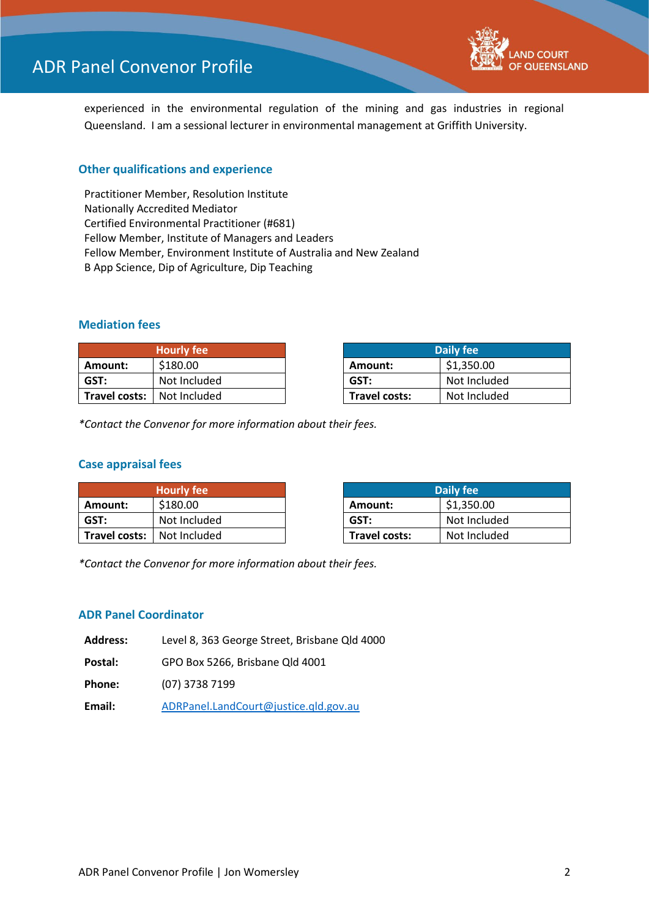experienced in the environmental regulation of the mining and gas industries in regional Queensland. I am a sessional lecturer in environmental management at Griffith University.

## Other qualifications and experience

Practitioner Member, Resolution Institute
Nationally Accredited Mediator
Certified Environmental Practitioner (#681)
Fellow Member, Institute of Managers and Leaders
Fellow Member, Environment Institute of Australia and New Zealand
B App Science, Dip of Agriculture, Dip Teaching

## Mediation fees

| Hourly fee | |
|---|---|
| **Amount:** | $180.00 |
| **GST:** | Not Included |
| **Travel costs:** | Not Included |

| Daily fee | |
|---|---|
| **Amount:** | $1,350.00 |
| **GST:** | Not Included |
| **Travel costs:** | Not Included |

*\*Contact the Convenor for more information about their fees.*

## Case appraisal fees

| Hourly fee | |
|---|---|
| **Amount:** | $180.00 |
| **GST:** | Not Included |
| **Travel costs:** | Not Included |

| Daily fee | |
|---|---|
| **Amount:** | $1,350.00 |
| **GST:** | Not Included |
| **Travel costs:** | Not Included |

*\*Contact the Convenor for more information about their fees.*

## ADR Panel Coordinator

**Address:** Level 8, 363 George Street, Brisbane Qld 4000

**Postal:** GPO Box 5266, Brisbane Qld 4001

**Phone:** (07) 3738 7199

**Email:** ADRPanel.LandCourt@justice.qld.gov.au